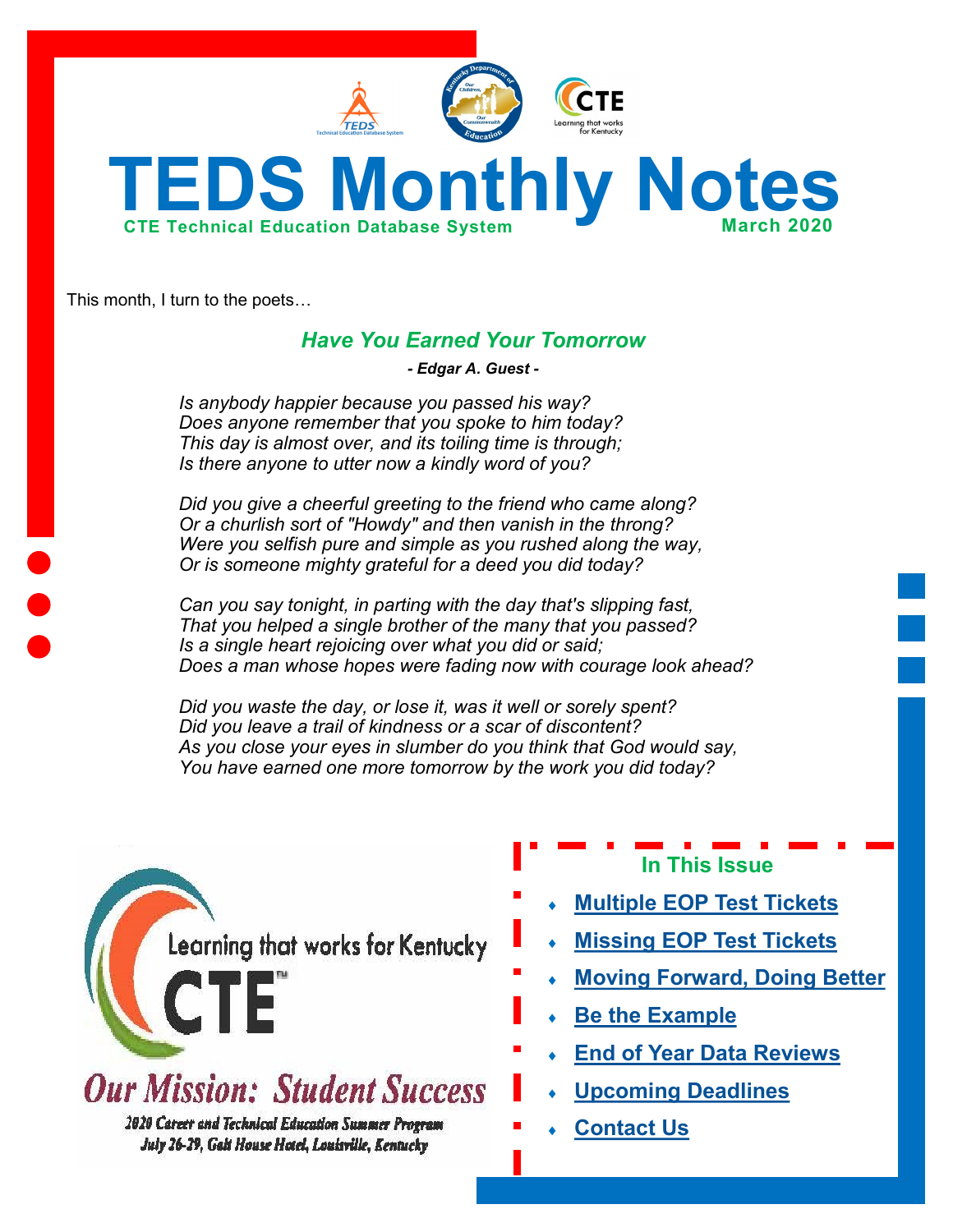# TEDS Monthly Notes

**CTE Technical Education Database System** — **March 2020**

This month, I turn to the poets…

## *Have You Earned Your Tomorrow*

***- Edgar A. Guest -***

*Is anybody happier because you passed his way?*
*Does anyone remember that you spoke to him today?*
*This day is almost over, and its toiling time is through;*
*Is there anyone to utter now a kindly word of you?*

*Did you give a cheerful greeting to the friend who came along?*
*Or a churlish sort of "Howdy" and then vanish in the throng?*
*Were you selfish pure and simple as you rushed along the way,*
*Or is someone mighty grateful for a deed you did today?*

*Can you say tonight, in parting with the day that's slipping fast,*
*That you helped a single brother of the many that you passed?*
*Is a single heart rejoicing over what you did or said;*
*Does a man whose hopes were fading now with courage look ahead?*

*Did you waste the day, or lose it, was it well or sorely spent?*
*Did you leave a trail of kindness or a scar of discontent?*
*As you close your eyes in slumber do you think that God would say,*
*You have earned one more tomorrow by the work you did today?*

Learning that works for Kentucky

CTE™

**Our Mission: Student Success**

*2020 Career and Technical Education Summer Program*
*July 26-29, Galt House Hotel, Louisville, Kentucky*

### In This Issue

- **Multiple EOP Test Tickets**
- **Missing EOP Test Tickets**
- **Moving Forward, Doing Better**
- **Be the Example**
- **End of Year Data Reviews**
- **Upcoming Deadlines**
- **Contact Us**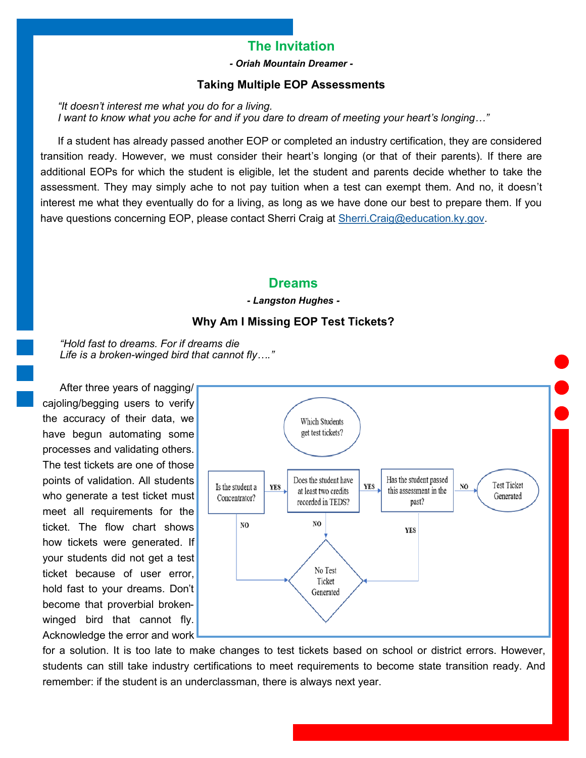## The Invitation

***- Oriah Mountain Dreamer -***

### Taking Multiple EOP Assessments

*"It doesn't interest me what you do for a living.*
*I want to know what you ache for and if you dare to dream of meeting your heart's longing…"*

If a student has already passed another EOP or completed an industry certification, they are considered transition ready. However, we must consider their heart's longing (or that of their parents). If there are additional EOPs for which the student is eligible, let the student and parents decide whether to take the assessment. They may simply ache to not pay tuition when a test can exempt them. And no, it doesn't interest me what they eventually do for a living, as long as we have done our best to prepare them. If you have questions concerning EOP, please contact Sherri Craig at Sherri.Craig@education.ky.gov.

## Dreams

***- Langston Hughes -***

### Why Am I Missing EOP Test Tickets?

*"Hold fast to dreams. For if dreams die*
*Life is a broken-winged bird that cannot fly…."*

After three years of nagging/cajoling/begging users to verify the accuracy of their data, we have begun automating some processes and validating others. The test tickets are one of those points of validation. All students who generate a test ticket must meet all requirements for the ticket. The flow chart shows how tickets were generated. If your students did not get a test ticket because of user error, hold fast to your dreams. Don't become that proverbial broken-winged bird that cannot fly. Acknowledge the error and work for a solution. It is too late to make changes to test tickets based on school or district errors. However, students can still take industry certifications to meet requirements to become state transition ready. And remember: if the student is an underclassman, there is always next year.

Which Students get test tickets?

- Is the student a Concentrator? — YES → Does the student have at least two credits recorded in TEDS? — YES → Has the student passed this assessment in the past? — NO → Test Ticket Generated
- Is the student a Concentrator? — NO → No Test Ticket Generated
- Does the student have at least two credits recorded in TEDS? — NO → No Test Ticket Generated
- Has the student passed this assessment in the past? — YES → No Test Ticket Generated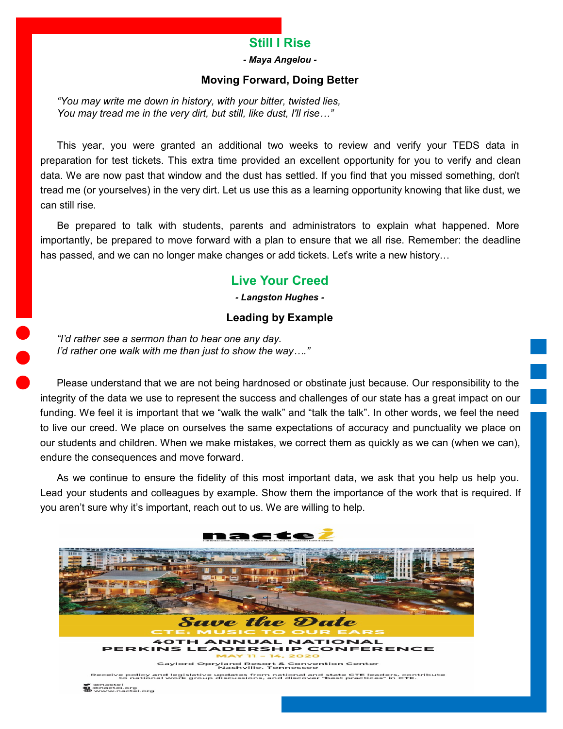## Still I Rise

***- Maya Angelou -***

### Moving Forward, Doing Better

*"You may write me down in history, with your bitter, twisted lies,*
*You may tread me in the very dirt, but still, like dust, I'll rise…"*

This year, you were granted an additional two weeks to review and verify your TEDS data in preparation for test tickets. This extra time provided an excellent opportunity for you to verify and clean data. We are now past that window and the dust has settled. If you find that you missed something, don't tread me (or yourselves) in the very dirt. Let us use this as a learning opportunity knowing that like dust, we can still rise.

Be prepared to talk with students, parents and administrators to explain what happened. More importantly, be prepared to move forward with a plan to ensure that we all rise. Remember: the deadline has passed, and we can no longer make changes or add tickets. Let's write a new history…

## Live Your Creed

***- Langston Hughes -***

### Leading by Example

*"I'd rather see a sermon than to hear one any day.*
*I'd rather one walk with me than just to show the way…."*

Please understand that we are not being hardnosed or obstinate just because. Our responsibility to the integrity of the data we use to represent the success and challenges of our state has a great impact on our funding. We feel it is important that we "walk the walk" and "talk the talk". In other words, we feel the need to live our creed. We place on ourselves the same expectations of accuracy and punctuality we place on our students and children. When we make mistakes, we correct them as quickly as we can (when we can), endure the consequences and move forward.

As we continue to ensure the fidelity of this most important data, we ask that you help us help you. Lead your students and colleagues by example. Show them the importance of the work that is required. If you aren't sure why it's important, reach out to us. We are willing to help.

**nactei**

national association for career & technical education information

**Save the Date**

CTE: MUSIC TO OUR EARS

**40TH ANNUAL NATIONAL PERKINS LEADERSHIP CONFERENCE**

MAY 11 – 14, 2020

Gaylord Opryland Resort & Convention Center
Nashville, Tennessee

Receive policy and legislative updates from national and state CTE leaders, contribute to national work group discussions, and discover "best practices" in CTE.

@nactei
@nactei.org
www.nactei.org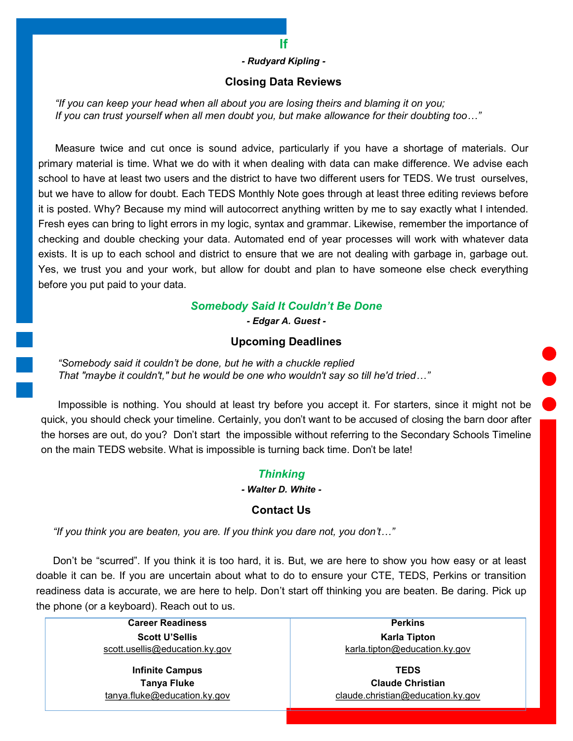## *If*

***- Rudyard Kipling -***

### Closing Data Reviews

*"If you can keep your head when all about you are losing theirs and blaming it on you;*
*If you can trust yourself when all men doubt you, but make allowance for their doubting too…"*

Measure twice and cut once is sound advice, particularly if you have a shortage of materials. Our primary material is time. What we do with it when dealing with data can make difference. We advise each school to have at least two users and the district to have two different users for TEDS. We trust ourselves, but we have to allow for doubt. Each TEDS Monthly Note goes through at least three editing reviews before it is posted. Why? Because my mind will autocorrect anything written by me to say exactly what I intended. Fresh eyes can bring to light errors in my logic, syntax and grammar. Likewise, remember the importance of checking and double checking your data. Automated end of year processes will work with whatever data exists. It is up to each school and district to ensure that we are not dealing with garbage in, garbage out. Yes, we trust you and your work, but allow for doubt and plan to have someone else check everything before you put paid to your data.

## *Somebody Said It Couldn't Be Done*

***- Edgar A. Guest -***

### Upcoming Deadlines

*"Somebody said it couldn't be done, but he with a chuckle replied*
*That "maybe it couldn't," but he would be one who wouldn't say so till he'd tried…"*

Impossible is nothing. You should at least try before you accept it. For starters, since it might not be quick, you should check your timeline. Certainly, you don't want to be accused of closing the barn door after the horses are out, do you? Don't start the impossible without referring to the Secondary Schools Timeline on the main TEDS website. What is impossible is turning back time. Don't be late!

## *Thinking*

***- Walter D. White -***

### Contact Us

*"If you think you are beaten, you are. If you think you dare not, you don't…"*

Don't be "scurred". If you think it is too hard, it is. But, we are here to show you how easy or at least doable it can be. If you are uncertain about what to do to ensure your CTE, TEDS, Perkins or transition readiness data is accurate, we are here to help. Don't start off thinking you are beaten. Be daring. Pick up the phone (or a keyboard). Reach out to us.

| | |
|---|---|
| **Career Readiness**<br>**Scott U'Sellis**<br>scott.usellis@education.ky.gov | **Perkins**<br>**Karla Tipton**<br>karla.tipton@education.ky.gov |
| **Infinite Campus**<br>**Tanya Fluke**<br>tanya.fluke@education.ky.gov | **TEDS**<br>**Claude Christian**<br>claude.christian@education.ky.gov |